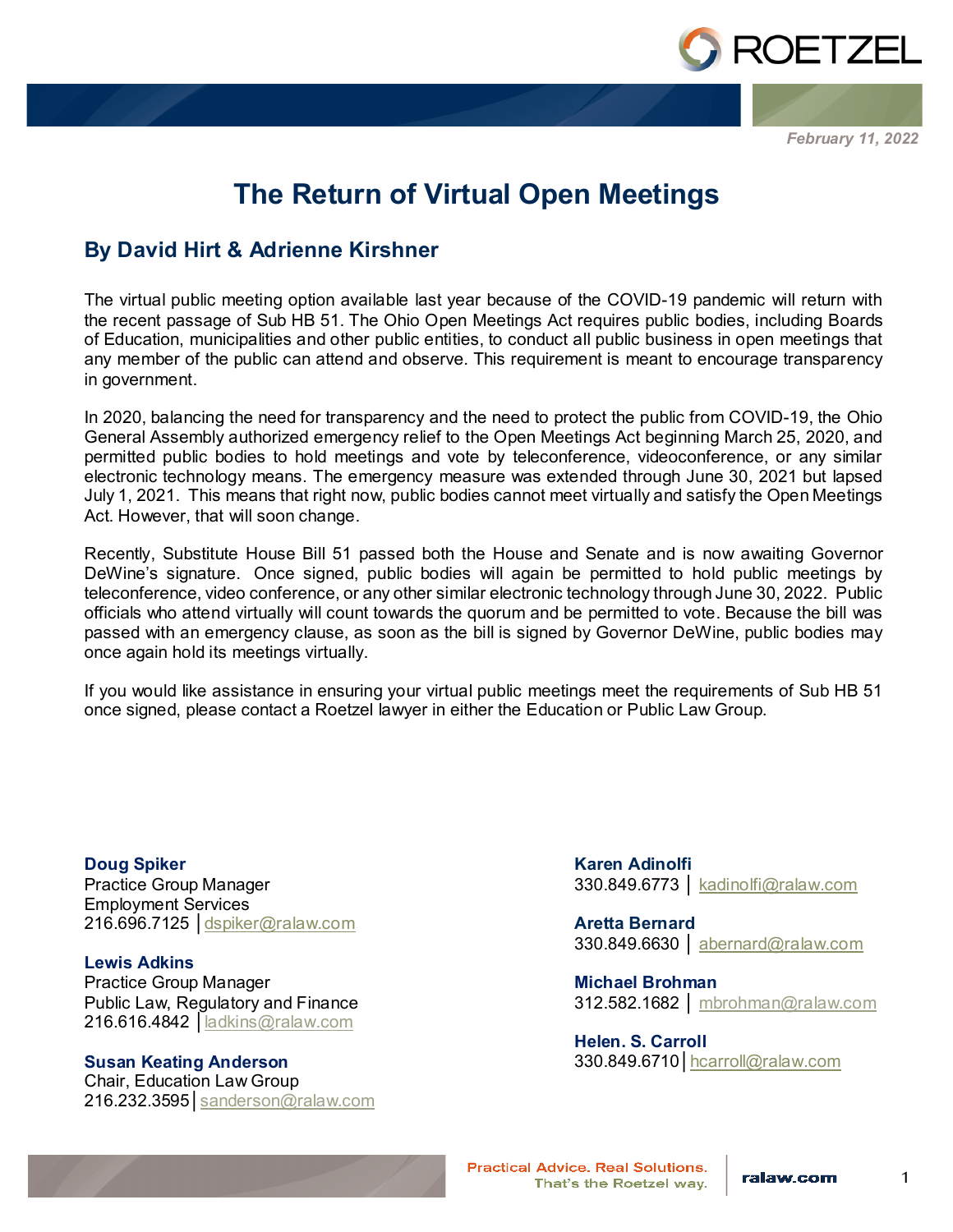February 11, 2022

# The Return of Virtual Open Meetings

## By David Hirt & Adrienne Kirshner

The virtual public meeting option available last year because of the COVID-19 pandemic will return with the recent passage of Sub HB 51. The Ohio Open Meetings Act requires public bodies, including Boards of Education, municipalities and other public entities, to conduct all public business in open meetings that any member of the public can attend and observe. This requirement is meant to encourage transparency in government.

In 2020, balancing the need for transparency and the need to protect the public from COVID-19, the Ohio General Assembly authorized emergency relief to the Open Meetings Act beginning March 25, 2020, and permitted public bodies to hold meetings and vote by teleconference, videoconference, or any similar electronic technology means. The emergency measure was extended through June 30, 2021 but lapsed July 1, 2021. This means that right now, public bodies cannot meet virtually and satisfy the Open Meetings Act. However, that will soon change.

Recently, Substitute House Bill 51 passed both the House and Senate and is now awaiting Governor DeWine's signature. Once signed, public bodies will again be permitted to hold public meetings by teleconference, video conference, or any other similar electronic technology through June 30, 2022. Public officials who attend virtually will count towards the quorum and be permitted to vote. Because the bill was passed with an emergency clause, as soon as the bill is signed by Governor DeWine, public bodies may once again hold its meetings virtually.

If you would like assistance in ensuring your virtual public meetings meet the requirements of Sub HB 51 once signed, please contact a Roetzel lawyer in either the Education or Public Law Group.

**Doug Spiker**
Practice Group Manager
Employment Services
216.696.7125 | dspiker@ralaw.com

**Lewis Adkins**
Practice Group Manager
Public Law, Regulatory and Finance
216.616.4842 | ladkins@ralaw.com

**Susan Keating Anderson**
Chair, Education Law Group
216.232.3595 | sanderson@ralaw.com

**Karen Adinolfi**
330.849.6773 | kadinolfi@ralaw.com

**Aretta Bernard**
330.849.6630 | abernard@ralaw.com

**Michael Brohman**
312.582.1682 | mbrohman@ralaw.com

**Helen. S. Carroll**
330.849.6710 | hcarroll@ralaw.com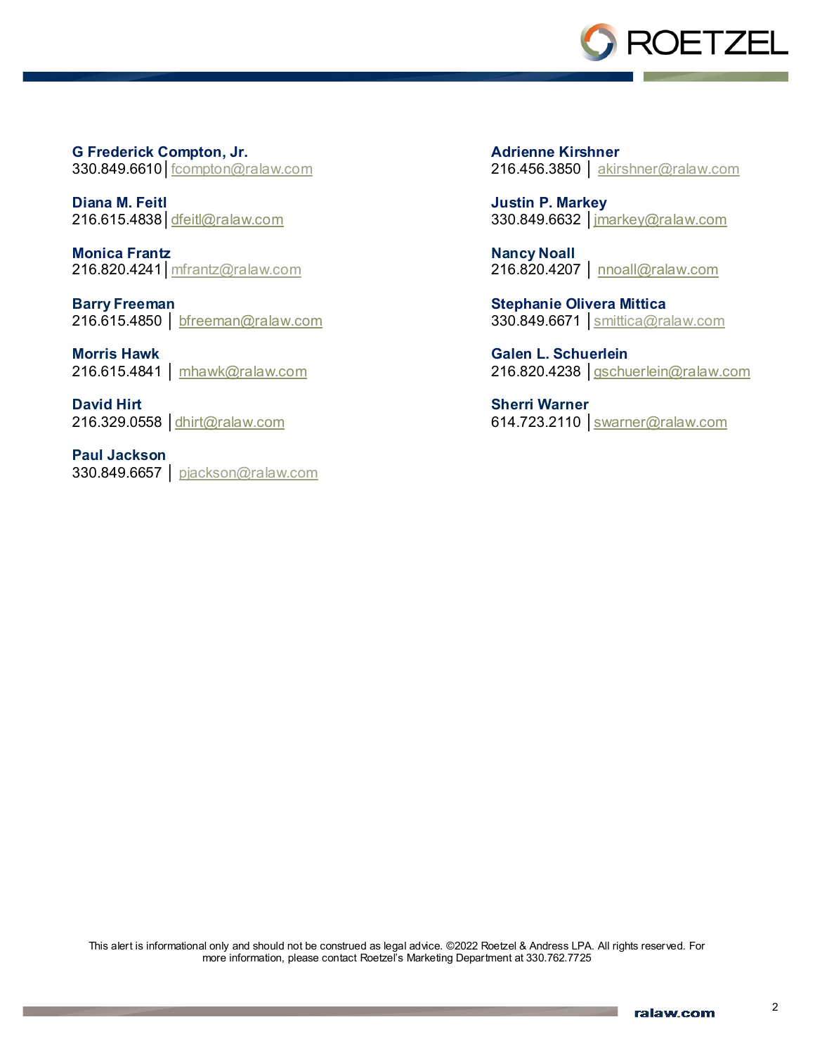**G Frederick Compton, Jr.**
330.849.6610 | fcompton@ralaw.com

**Diana M. Feitl**
216.615.4838 | dfeitl@ralaw.com

**Monica Frantz**
216.820.4241 | mfrantz@ralaw.com

**Barry Freeman**
216.615.4850 | bfreeman@ralaw.com

**Morris Hawk**
216.615.4841 | mhawk@ralaw.com

**David Hirt**
216.329.0558 | dhirt@ralaw.com

**Paul Jackson**
330.849.6657 | pjackson@ralaw.com

**Adrienne Kirshner**
216.456.3850 | akirshner@ralaw.com

**Justin P. Markey**
330.849.6632 | jmarkey@ralaw.com

**Nancy Noall**
216.820.4207 | nnoall@ralaw.com

**Stephanie Olivera Mittica**
330.849.6671 | smittica@ralaw.com

**Galen L. Schuerlein**
216.820.4238 | gschuerlein@ralaw.com

**Sherri Warner**
614.723.2110 | swarner@ralaw.com

This alert is informational only and should not be construed as legal advice. ©2022 Roetzel & Andress LPA. All rights reserved. For more information, please contact Roetzel's Marketing Department at 330.762.7725